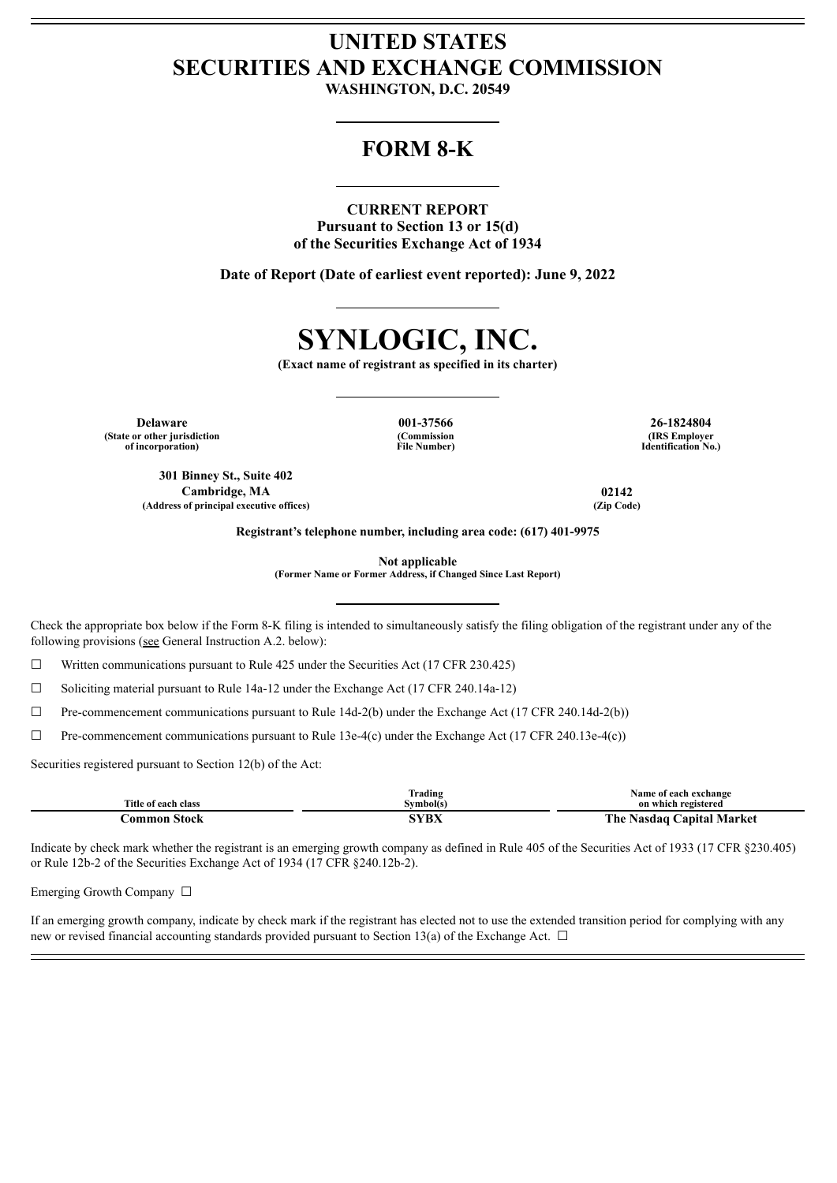# UNITED STATES
# SECURITIES AND EXCHANGE COMMISSION

**WASHINGTON, D.C. 20549**

## FORM 8-K

**CURRENT REPORT**
**Pursuant to Section 13 or 15(d)**
**of the Securities Exchange Act of 1934**

**Date of Report (Date of earliest event reported): June 9, 2022**

# SYNLOGIC, INC.

**(Exact name of registrant as specified in its charter)**

| Delaware | 001-37566 | 26-1824804 |
|---|---|---|
| (State or other jurisdiction of incorporation) | (Commission File Number) | (IRS Employer Identification No.) |

| 301 Binney St., Suite 402 Cambridge, MA | 02142 |
|---|---|
| (Address of principal executive offices) | (Zip Code) |

**Registrant's telephone number, including area code: (617) 401-9975**

**Not applicable**
**(Former Name or Former Address, if Changed Since Last Report)**

Check the appropriate box below if the Form 8-K filing is intended to simultaneously satisfy the filing obligation of the registrant under any of the following provisions (see General Instruction A.2. below):

☐ Written communications pursuant to Rule 425 under the Securities Act (17 CFR 230.425)

☐ Soliciting material pursuant to Rule 14a-12 under the Exchange Act (17 CFR 240.14a-12)

☐ Pre-commencement communications pursuant to Rule 14d-2(b) under the Exchange Act (17 CFR 240.14d-2(b))

☐ Pre-commencement communications pursuant to Rule 13e-4(c) under the Exchange Act (17 CFR 240.13e-4(c))

Securities registered pursuant to Section 12(b) of the Act:

| Title of each class | Trading Symbol(s) | Name of each exchange on which registered |
|---|---|---|
| Common Stock | SYBX | The Nasdaq Capital Market |

Indicate by check mark whether the registrant is an emerging growth company as defined in Rule 405 of the Securities Act of 1933 (17 CFR §230.405) or Rule 12b-2 of the Securities Exchange Act of 1934 (17 CFR §240.12b-2).

Emerging Growth Company ☐

If an emerging growth company, indicate by check mark if the registrant has elected not to use the extended transition period for complying with any new or revised financial accounting standards provided pursuant to Section 13(a) of the Exchange Act. ☐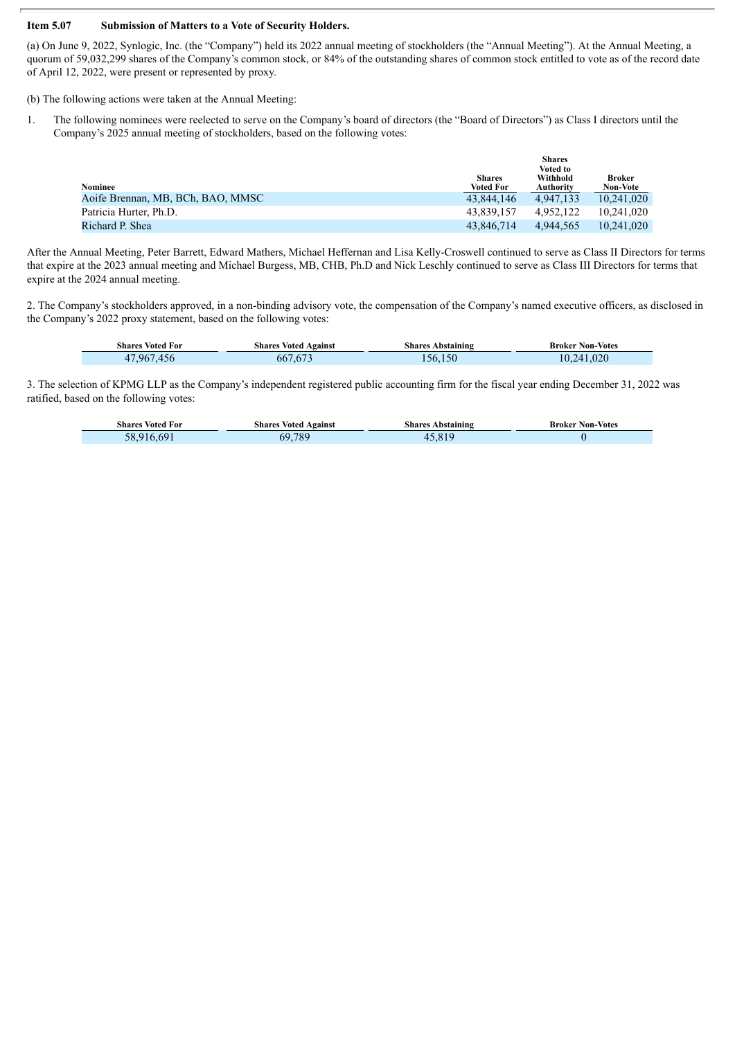**Item 5.07 Submission of Matters to a Vote of Security Holders.**

(a) On June 9, 2022, Synlogic, Inc. (the "Company") held its 2022 annual meeting of stockholders (the "Annual Meeting"). At the Annual Meeting, a quorum of 59,032,299 shares of the Company's common stock, or 84% of the outstanding shares of common stock entitled to vote as of the record date of April 12, 2022, were present or represented by proxy.

(b) The following actions were taken at the Annual Meeting:

1. The following nominees were reelected to serve on the Company's board of directors (the "Board of Directors") as Class I directors until the Company's 2025 annual meeting of stockholders, based on the following votes:

| Nominee | Shares Voted For | Shares Voted to Withhold Authority | Broker Non-Vote |
|---|---|---|---|
| Aoife Brennan, MB, BCh, BAO, MMSC | 43,844,146 | 4,947,133 | 10,241,020 |
| Patricia Hurter, Ph.D. | 43,839,157 | 4,952,122 | 10,241,020 |
| Richard P. Shea | 43,846,714 | 4,944,565 | 10,241,020 |

After the Annual Meeting, Peter Barrett, Edward Mathers, Michael Heffernan and Lisa Kelly-Croswell continued to serve as Class II Directors for terms that expire at the 2023 annual meeting and Michael Burgess, MB, CHB, Ph.D and Nick Leschly continued to serve as Class III Directors for terms that expire at the 2024 annual meeting.

2. The Company's stockholders approved, in a non-binding advisory vote, the compensation of the Company's named executive officers, as disclosed in the Company's 2022 proxy statement, based on the following votes:

| Shares Voted For | Shares Voted Against | Shares Abstaining | Broker Non-Votes |
|---|---|---|---|
| 47,967,456 | 667,673 | 156,150 | 10,241,020 |

3. The selection of KPMG LLP as the Company's independent registered public accounting firm for the fiscal year ending December 31, 2022 was ratified, based on the following votes:

| Shares Voted For | Shares Voted Against | Shares Abstaining | Broker Non-Votes |
|---|---|---|---|
| 58,916,691 | 69,789 | 45,819 | 0 |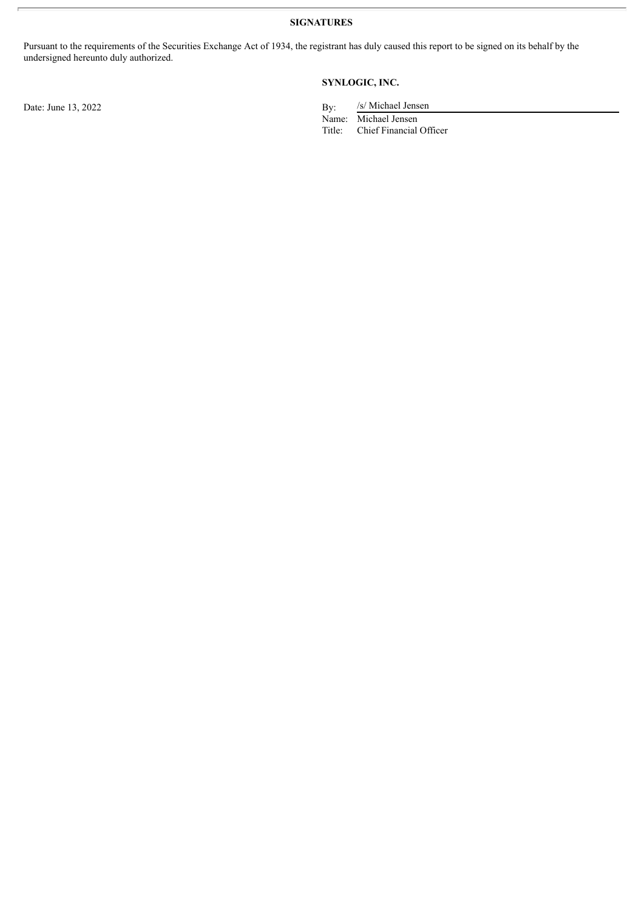**SIGNATURES**

Pursuant to the requirements of the Securities Exchange Act of 1934, the registrant has duly caused this report to be signed on its behalf by the undersigned hereunto duly authorized.

**SYNLOGIC, INC.**

Date: June 13, 2022

By: /s/ Michael Jensen
Name: Michael Jensen
Title: Chief Financial Officer